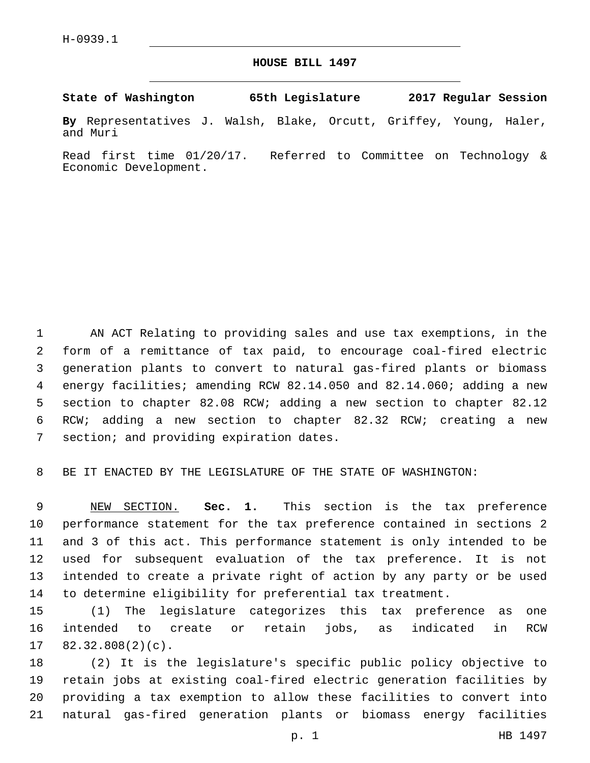H-0939.1

# HOUSE BILL 1497

**State of Washington 65th Legislature 2017 Regular Session**

**By** Representatives J. Walsh, Blake, Orcutt, Griffey, Young, Haler, and Muri

Read first time 01/20/17. Referred to Committee on Technology & Economic Development.

AN ACT Relating to providing sales and use tax exemptions, in the form of a remittance of tax paid, to encourage coal-fired electric generation plants to convert to natural gas-fired plants or biomass energy facilities; amending RCW 82.14.050 and 82.14.060; adding a new section to chapter 82.08 RCW; adding a new section to chapter 82.12 RCW; adding a new section to chapter 82.32 RCW; creating a new section; and providing expiration dates.

BE IT ENACTED BY THE LEGISLATURE OF THE STATE OF WASHINGTON:

NEW SECTION. **Sec. 1.** This section is the tax preference performance statement for the tax preference contained in sections 2 and 3 of this act. This performance statement is only intended to be used for subsequent evaluation of the tax preference. It is not intended to create a private right of action by any party or be used to determine eligibility for preferential tax treatment.

(1) The legislature categorizes this tax preference as one intended to create or retain jobs, as indicated in RCW 82.32.808(2)(c).

(2) It is the legislature's specific public policy objective to retain jobs at existing coal-fired electric generation facilities by providing a tax exemption to allow these facilities to convert into natural gas-fired generation plants or biomass energy facilities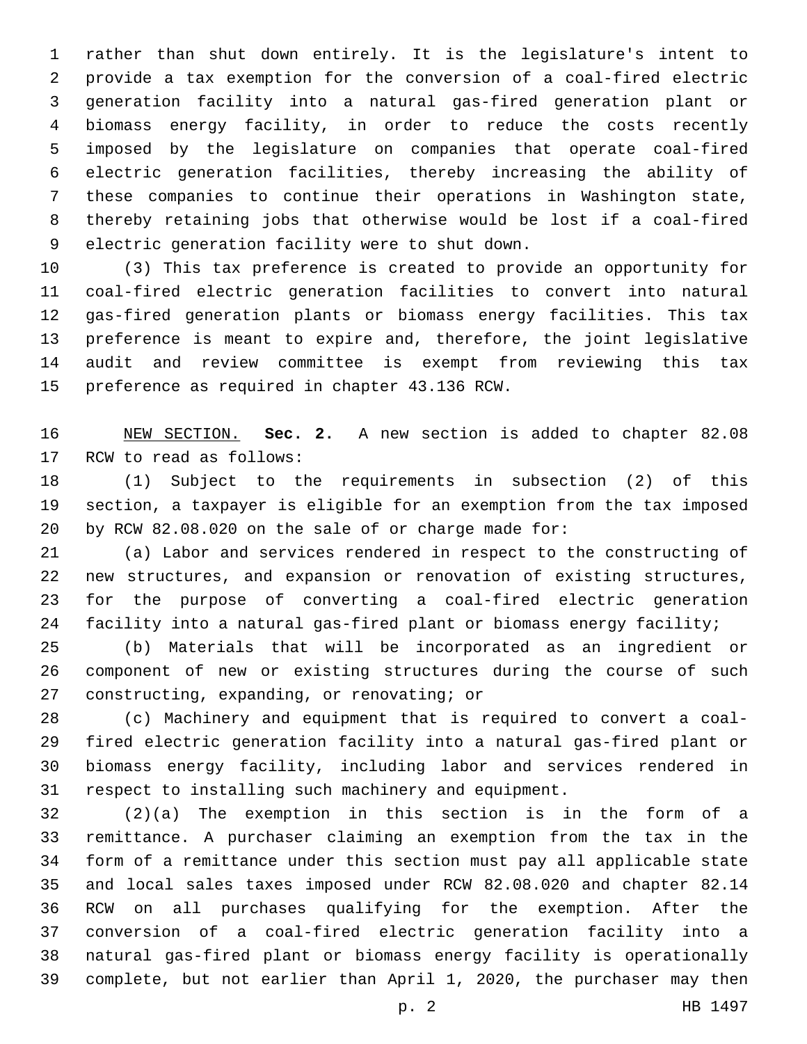rather than shut down entirely. It is the legislature's intent to provide a tax exemption for the conversion of a coal-fired electric generation facility into a natural gas-fired generation plant or biomass energy facility, in order to reduce the costs recently imposed by the legislature on companies that operate coal-fired electric generation facilities, thereby increasing the ability of these companies to continue their operations in Washington state, thereby retaining jobs that otherwise would be lost if a coal-fired electric generation facility were to shut down.

(3) This tax preference is created to provide an opportunity for coal-fired electric generation facilities to convert into natural gas-fired generation plants or biomass energy facilities. This tax preference is meant to expire and, therefore, the joint legislative audit and review committee is exempt from reviewing this tax preference as required in chapter 43.136 RCW.

NEW SECTION. **Sec. 2.** A new section is added to chapter 82.08 RCW to read as follows:

(1) Subject to the requirements in subsection (2) of this section, a taxpayer is eligible for an exemption from the tax imposed by RCW 82.08.020 on the sale of or charge made for:

(a) Labor and services rendered in respect to the constructing of new structures, and expansion or renovation of existing structures, for the purpose of converting a coal-fired electric generation facility into a natural gas-fired plant or biomass energy facility;

(b) Materials that will be incorporated as an ingredient or component of new or existing structures during the course of such constructing, expanding, or renovating; or

(c) Machinery and equipment that is required to convert a coal-fired electric generation facility into a natural gas-fired plant or biomass energy facility, including labor and services rendered in respect to installing such machinery and equipment.

(2)(a) The exemption in this section is in the form of a remittance. A purchaser claiming an exemption from the tax in the form of a remittance under this section must pay all applicable state and local sales taxes imposed under RCW 82.08.020 and chapter 82.14 RCW on all purchases qualifying for the exemption. After the conversion of a coal-fired electric generation facility into a natural gas-fired plant or biomass energy facility is operationally complete, but not earlier than April 1, 2020, the purchaser may then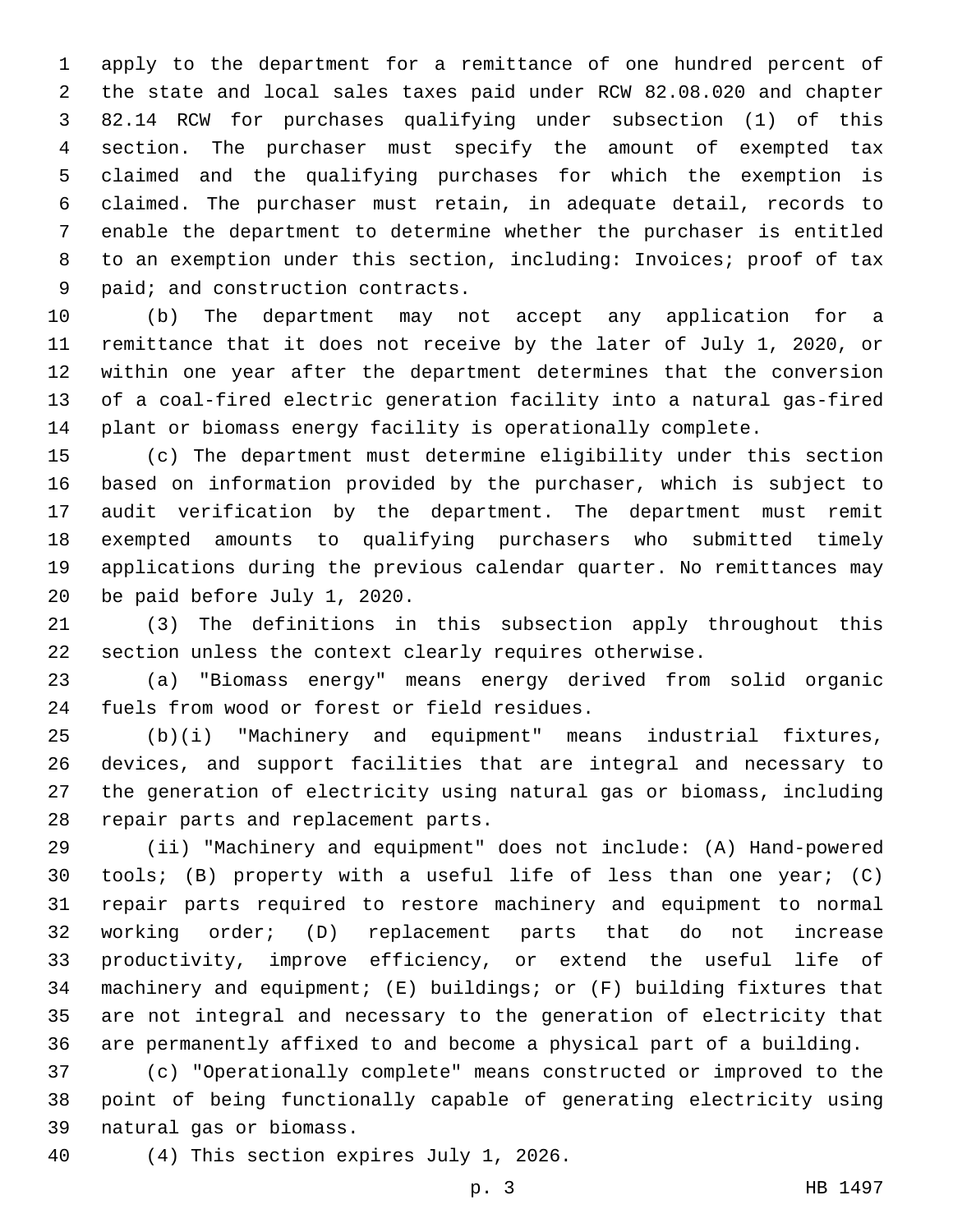apply to the department for a remittance of one hundred percent of the state and local sales taxes paid under RCW 82.08.020 and chapter 82.14 RCW for purchases qualifying under subsection (1) of this section. The purchaser must specify the amount of exempted tax claimed and the qualifying purchases for which the exemption is claimed. The purchaser must retain, in adequate detail, records to enable the department to determine whether the purchaser is entitled to an exemption under this section, including: Invoices; proof of tax paid; and construction contracts.

(b) The department may not accept any application for a remittance that it does not receive by the later of July 1, 2020, or within one year after the department determines that the conversion of a coal-fired electric generation facility into a natural gas-fired plant or biomass energy facility is operationally complete.

(c) The department must determine eligibility under this section based on information provided by the purchaser, which is subject to audit verification by the department. The department must remit exempted amounts to qualifying purchasers who submitted timely applications during the previous calendar quarter. No remittances may be paid before July 1, 2020.

(3) The definitions in this subsection apply throughout this section unless the context clearly requires otherwise.

(a) "Biomass energy" means energy derived from solid organic fuels from wood or forest or field residues.

(b)(i) "Machinery and equipment" means industrial fixtures, devices, and support facilities that are integral and necessary to the generation of electricity using natural gas or biomass, including repair parts and replacement parts.

(ii) "Machinery and equipment" does not include: (A) Hand-powered tools; (B) property with a useful life of less than one year; (C) repair parts required to restore machinery and equipment to normal working order; (D) replacement parts that do not increase productivity, improve efficiency, or extend the useful life of machinery and equipment; (E) buildings; or (F) building fixtures that are not integral and necessary to the generation of electricity that are permanently affixed to and become a physical part of a building.

(c) "Operationally complete" means constructed or improved to the point of being functionally capable of generating electricity using natural gas or biomass.

(4) This section expires July 1, 2026.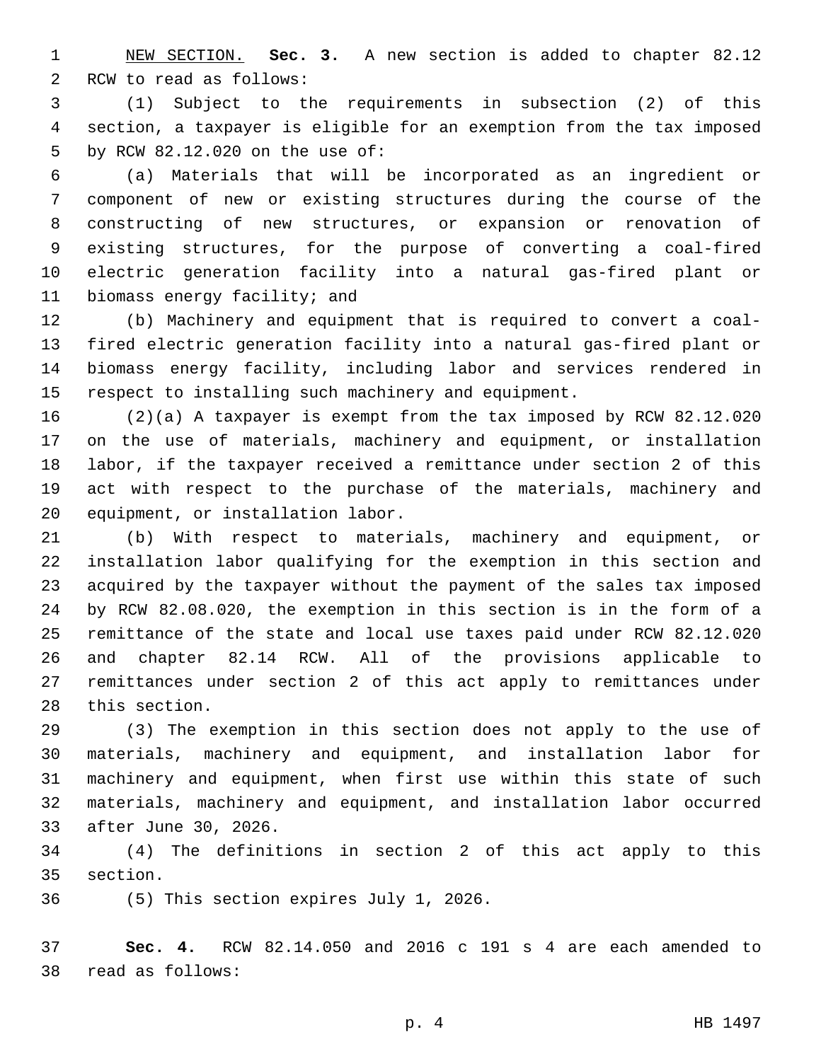NEW SECTION. **Sec. 3.** A new section is added to chapter 82.12 RCW to read as follows:

(1) Subject to the requirements in subsection (2) of this section, a taxpayer is eligible for an exemption from the tax imposed by RCW 82.12.020 on the use of:

(a) Materials that will be incorporated as an ingredient or component of new or existing structures during the course of the constructing of new structures, or expansion or renovation of existing structures, for the purpose of converting a coal-fired electric generation facility into a natural gas-fired plant or biomass energy facility; and

(b) Machinery and equipment that is required to convert a coal-fired electric generation facility into a natural gas-fired plant or biomass energy facility, including labor and services rendered in respect to installing such machinery and equipment.

(2)(a) A taxpayer is exempt from the tax imposed by RCW 82.12.020 on the use of materials, machinery and equipment, or installation labor, if the taxpayer received a remittance under section 2 of this act with respect to the purchase of the materials, machinery and equipment, or installation labor.

(b) With respect to materials, machinery and equipment, or installation labor qualifying for the exemption in this section and acquired by the taxpayer without the payment of the sales tax imposed by RCW 82.08.020, the exemption in this section is in the form of a remittance of the state and local use taxes paid under RCW 82.12.020 and chapter 82.14 RCW. All of the provisions applicable to remittances under section 2 of this act apply to remittances under this section.

(3) The exemption in this section does not apply to the use of materials, machinery and equipment, and installation labor for machinery and equipment, when first use within this state of such materials, machinery and equipment, and installation labor occurred after June 30, 2026.

(4) The definitions in section 2 of this act apply to this section.

(5) This section expires July 1, 2026.

**Sec. 4.** RCW 82.14.050 and 2016 c 191 s 4 are each amended to read as follows: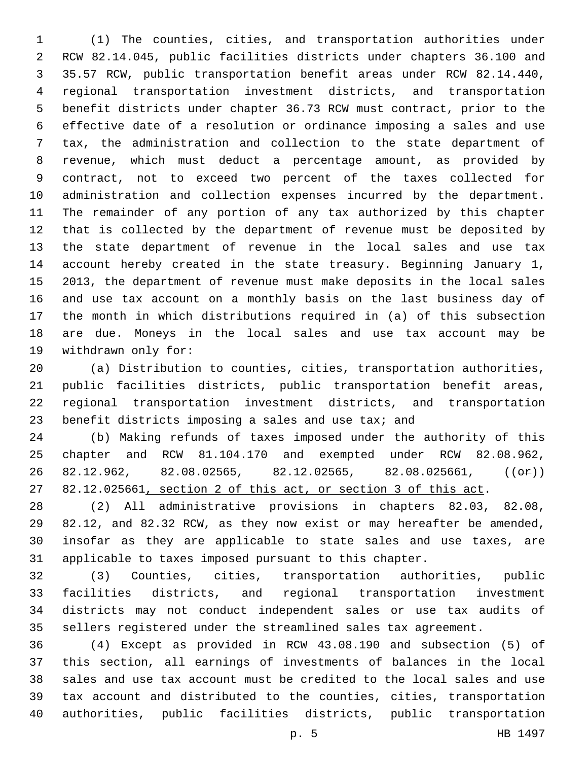(1) The counties, cities, and transportation authorities under RCW 82.14.045, public facilities districts under chapters 36.100 and 35.57 RCW, public transportation benefit areas under RCW 82.14.440, regional transportation investment districts, and transportation benefit districts under chapter 36.73 RCW must contract, prior to the effective date of a resolution or ordinance imposing a sales and use tax, the administration and collection to the state department of revenue, which must deduct a percentage amount, as provided by contract, not to exceed two percent of the taxes collected for administration and collection expenses incurred by the department. The remainder of any portion of any tax authorized by this chapter that is collected by the department of revenue must be deposited by the state department of revenue in the local sales and use tax account hereby created in the state treasury. Beginning January 1, 2013, the department of revenue must make deposits in the local sales and use tax account on a monthly basis on the last business day of the month in which distributions required in (a) of this subsection are due. Moneys in the local sales and use tax account may be withdrawn only for:

(a) Distribution to counties, cities, transportation authorities, public facilities districts, public transportation benefit areas, regional transportation investment districts, and transportation benefit districts imposing a sales and use tax; and

(b) Making refunds of taxes imposed under the authority of this chapter and RCW 81.104.170 and exempted under RCW 82.08.962, 82.12.962, 82.08.02565, 82.12.02565, 82.08.025661, ((~~or~~)) 82.12.025661<u>, section 2 of this act, or section 3 of this act</u>.

(2) All administrative provisions in chapters 82.03, 82.08, 82.12, and 82.32 RCW, as they now exist or may hereafter be amended, insofar as they are applicable to state sales and use taxes, are applicable to taxes imposed pursuant to this chapter.

(3) Counties, cities, transportation authorities, public facilities districts, and regional transportation investment districts may not conduct independent sales or use tax audits of sellers registered under the streamlined sales tax agreement.

(4) Except as provided in RCW 43.08.190 and subsection (5) of this section, all earnings of investments of balances in the local sales and use tax account must be credited to the local sales and use tax account and distributed to the counties, cities, transportation authorities, public facilities districts, public transportation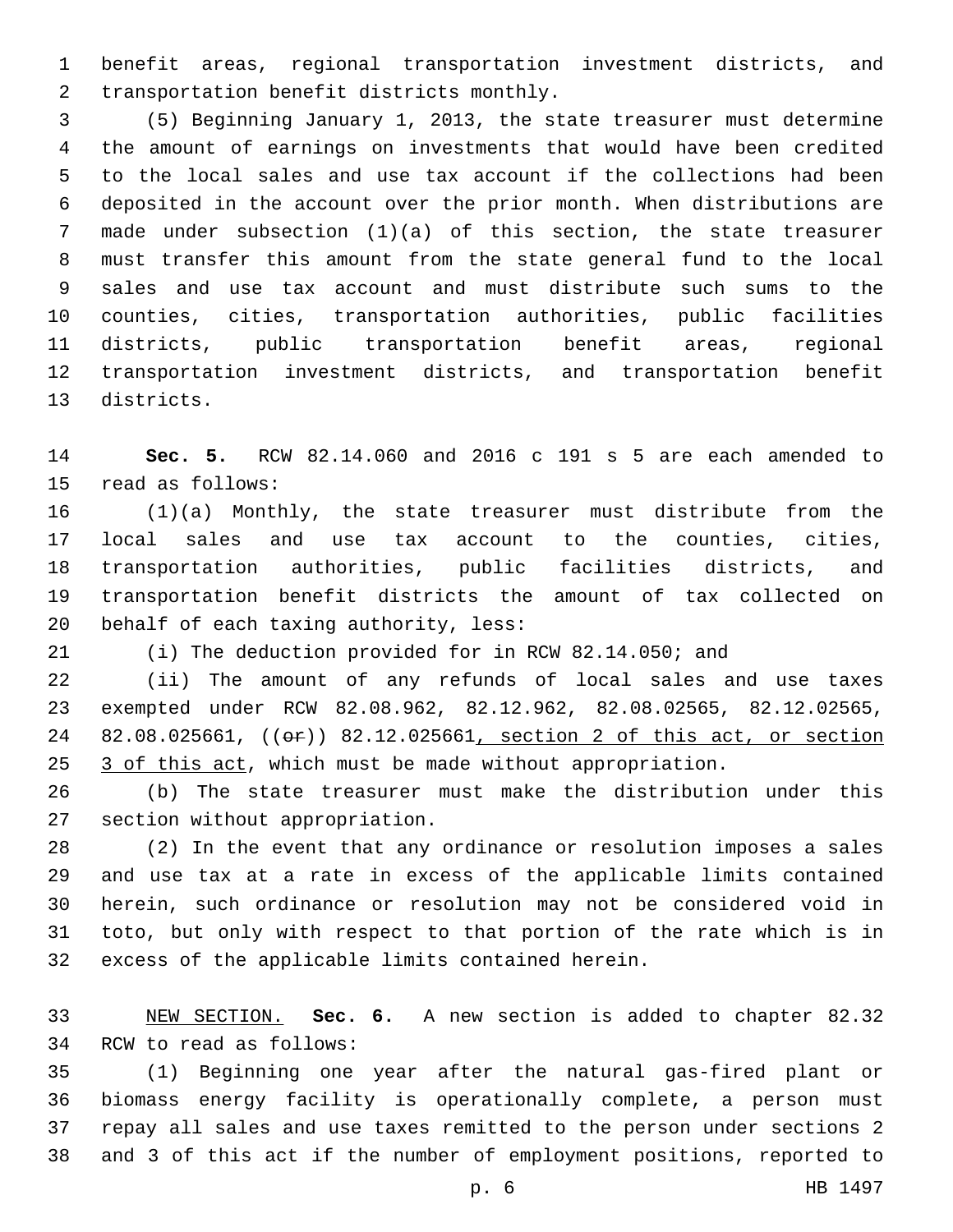benefit areas, regional transportation investment districts, and transportation benefit districts monthly.

(5) Beginning January 1, 2013, the state treasurer must determine the amount of earnings on investments that would have been credited to the local sales and use tax account if the collections had been deposited in the account over the prior month. When distributions are made under subsection (1)(a) of this section, the state treasurer must transfer this amount from the state general fund to the local sales and use tax account and must distribute such sums to the counties, cities, transportation authorities, public facilities districts, public transportation benefit areas, regional transportation investment districts, and transportation benefit districts.

**Sec. 5.** RCW 82.14.060 and 2016 c 191 s 5 are each amended to read as follows:

(1)(a) Monthly, the state treasurer must distribute from the local sales and use tax account to the counties, cities, transportation authorities, public facilities districts, and transportation benefit districts the amount of tax collected on behalf of each taxing authority, less:

(i) The deduction provided for in RCW 82.14.050; and

(ii) The amount of any refunds of local sales and use taxes exempted under RCW 82.08.962, 82.12.962, 82.08.02565, 82.12.02565, 82.08.025661, ((~~or~~)) 82.12.025661, section 2 of this act, or section 3 of this act, which must be made without appropriation.

(b) The state treasurer must make the distribution under this section without appropriation.

(2) In the event that any ordinance or resolution imposes a sales and use tax at a rate in excess of the applicable limits contained herein, such ordinance or resolution may not be considered void in toto, but only with respect to that portion of the rate which is in excess of the applicable limits contained herein.

NEW SECTION. **Sec. 6.** A new section is added to chapter 82.32 RCW to read as follows:

(1) Beginning one year after the natural gas-fired plant or biomass energy facility is operationally complete, a person must repay all sales and use taxes remitted to the person under sections 2 and 3 of this act if the number of employment positions, reported to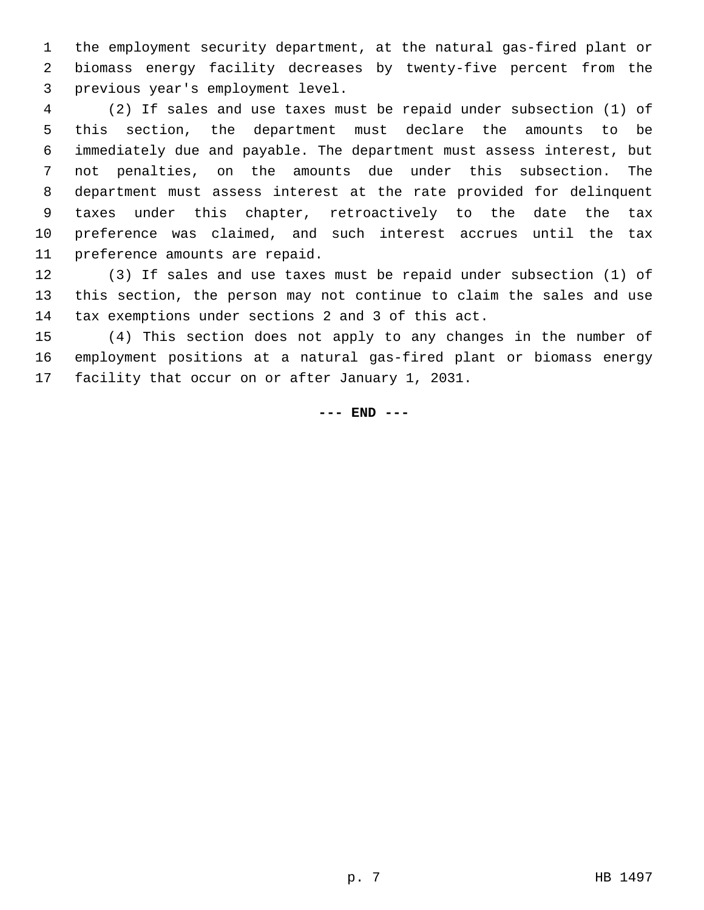the employment security department, at the natural gas-fired plant or biomass energy facility decreases by twenty-five percent from the previous year's employment level.

(2) If sales and use taxes must be repaid under subsection (1) of this section, the department must declare the amounts to be immediately due and payable. The department must assess interest, but not penalties, on the amounts due under this subsection. The department must assess interest at the rate provided for delinquent taxes under this chapter, retroactively to the date the tax preference was claimed, and such interest accrues until the tax preference amounts are repaid.

(3) If sales and use taxes must be repaid under subsection (1) of this section, the person may not continue to claim the sales and use tax exemptions under sections 2 and 3 of this act.

(4) This section does not apply to any changes in the number of employment positions at a natural gas-fired plant or biomass energy facility that occur on or after January 1, 2031.

**--- END ---**